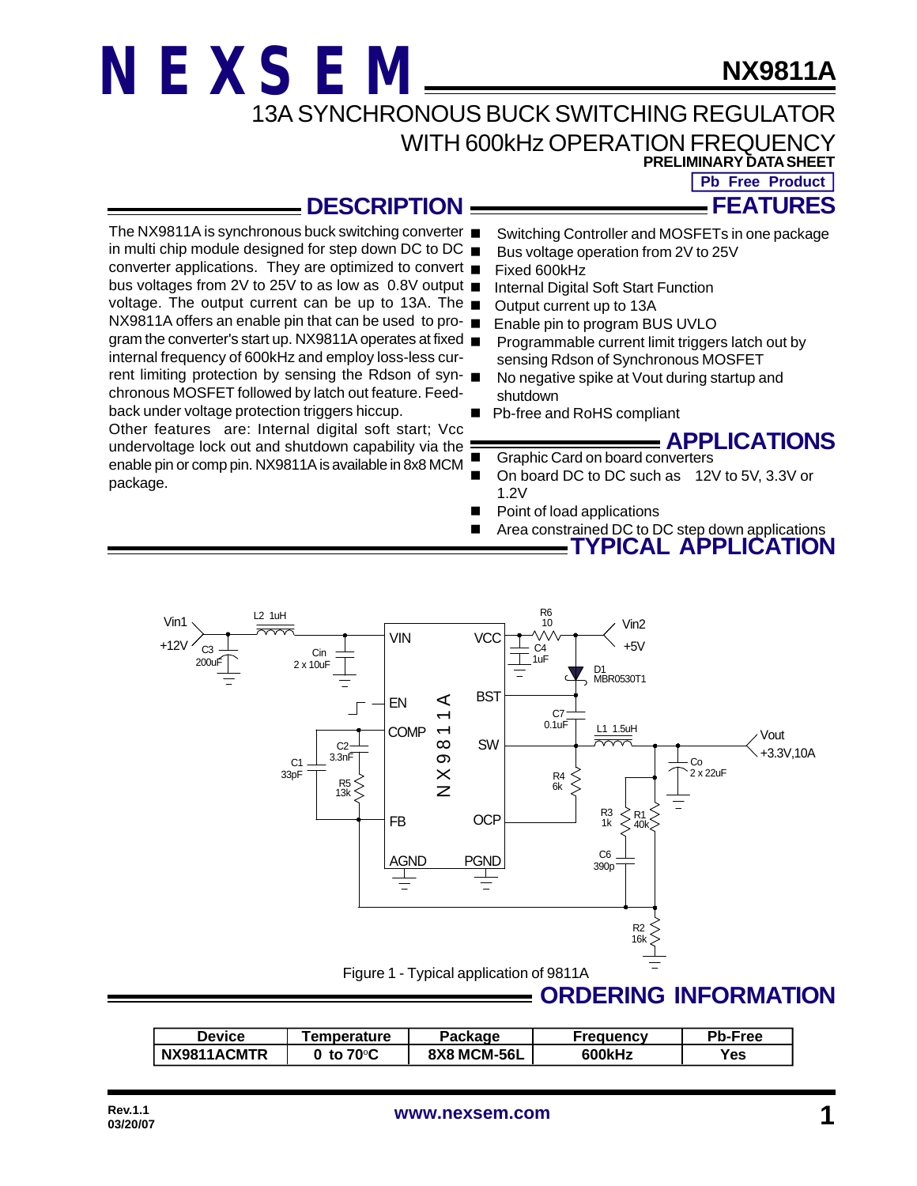# NEXSEM

# NX9811A

## 13A SYNCHRONOUS BUCK SWITCHING REGULATOR WITH 600kHz OPERATION FREQUENCY

**PRELIMINARY DATA SHEET**

**Pb Free Product**

## DESCRIPTION

The NX9811A is synchronous buck switching converter in multi chip module designed for step down DC to DC converter applications. They are optimized to convert bus voltages from 2V to 25V to as low as 0.8V output voltage. The output current can be up to 13A. The NX9811A offers an enable pin that can be used to program the converter's start up. NX9811A operates at fixed internal frequency of 600kHz and employ loss-less current limiting protection by sensing the Rdson of synchronous MOSFET followed by latch out feature. Feedback under voltage protection triggers hiccup.

Other features are: Internal digital soft start; Vcc undervoltage lock out and shutdown capability via the enable pin or comp pin. NX9811A is available in 8x8 MCM package.

## FEATURES

- Switching Controller and MOSFETs in one package
- Bus voltage operation from 2V to 25V
- Fixed 600kHz
- Internal Digital Soft Start Function
- Output current up to 13A
- Enable pin to program BUS UVLO
- Programmable current limit triggers latch out by sensing Rdson of Synchronous MOSFET
- No negative spike at Vout during startup and shutdown
- Pb-free and RoHS compliant

## APPLICATIONS

- Graphic Card on board converters
- On board DC to DC such as 12V to 5V, 3.3V or 1.2V
- Point of load applications
- Area constrained DC to DC step down applications

## TYPICAL APPLICATION

Figure 1 - Typical application of 9811A

## ORDERING INFORMATION

| Device | Temperature | Package | Frequency | Pb-Free |
|---|---|---|---|---|
| NX9811ACMTR | 0 to 70°C | 8X8 MCM-56L | 600kHz | Yes |

Rev.1.1
03/20/07

www.nexsem.com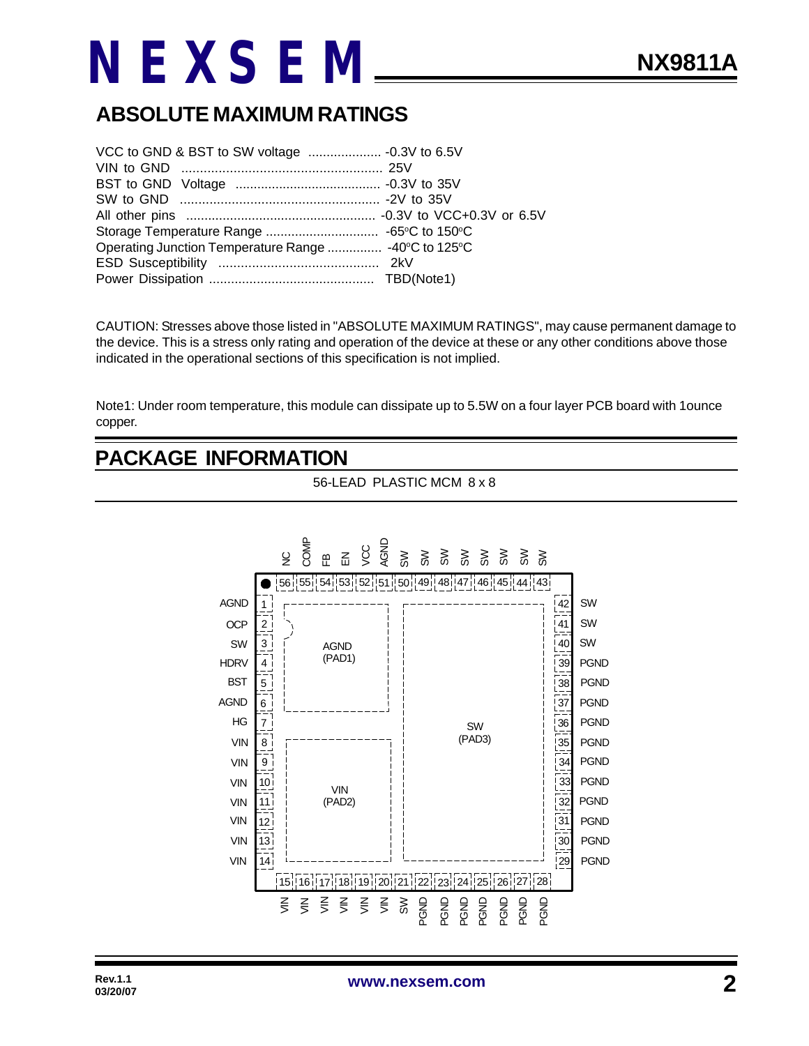## ABSOLUTE MAXIMUM RATINGS

VCC to GND & BST to SW voltage .................... -0.3V to 6.5V
VIN to GND ...................................................... 25V
BST to GND Voltage ........................................ -0.3V to 35V
SW to GND ...................................................... -2V to 35V
All other pins .................................................... -0.3V to VCC+0.3V or 6.5V
Storage Temperature Range ............................... -65°C to 150°C
Operating Junction Temperature Range ............... -40°C to 125°C
ESD Susceptibility ........................................... 2kV
Power Dissipation ............................................. TBD(Note1)

CAUTION: Stresses above those listed in "ABSOLUTE MAXIMUM RATINGS", may cause permanent damage to the device. This is a stress only rating and operation of the device at these or any other conditions above those indicated in the operational sections of this specification is not implied.

Note1: Under room temperature, this module can dissipate up to 5.5W on a four layer PCB board with 1ounce copper.

## PACKAGE INFORMATION

56-LEAD PLASTIC MCM 8 x 8

| Pin | Name | Pin | Name | Pin | Name | Pin | Name |
|---|---|---|---|---|---|---|---|
| 1 | AGND | 15 | VIN | 29 | PGND | 43 | SW |
| 2 | OCP | 16 | VIN | 30 | PGND | 44 | SW |
| 3 | SW | 17 | VIN | 31 | PGND | 45 | SW |
| 4 | HDRV | 18 | VIN | 32 | PGND | 46 | SW |
| 5 | BST | 19 | VIN | 33 | PGND | 47 | SW |
| 6 | AGND | 20 | VIN | 34 | PGND | 48 | SW |
| 7 | HG | 21 | SW | 35 | PGND | 49 | SW |
| 8 | VIN | 22 | PGND | 36 | PGND | 50 | SW |
| 9 | VIN | 23 | PGND | 37 | PGND | 51 | AGND |
| 10 | VIN | 24 | PGND | 38 | PGND | 52 | VCC |
| 11 | VIN | 25 | PGND | 39 | PGND | 53 | EN |
| 12 | VIN | 26 | PGND | 40 | SW | 54 | FB |
| 13 | VIN | 27 | PGND | 41 | SW | 55 | COMP |
| 14 | VIN | 28 | PGND | 42 | SW | 56 | NC |

Exposed pads: AGND (PAD1), VIN (PAD2), SW (PAD3)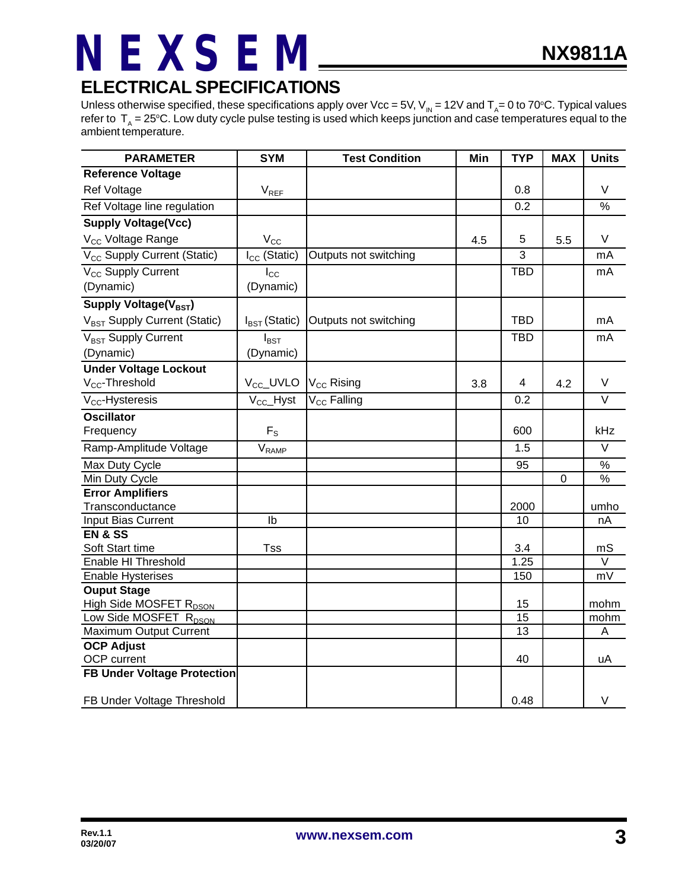## ELECTRICAL SPECIFICATIONS

Unless otherwise specified, these specifications apply over Vcc = 5V, $V_{IN}$ = 12V and $T_A$= 0 to 70°C. Typical values refer to $T_A$ = 25°C. Low duty cycle pulse testing is used which keeps junction and case temperatures equal to the ambient temperature.

| PARAMETER | SYM | Test Condition | Min | TYP | MAX | Units |
|---|---|---|---|---|---|---|
| **Reference Voltage** | | | | | | |
| Ref Voltage | $V_{REF}$ | | | 0.8 | | V |
| Ref Voltage line regulation | | | | 0.2 | | % |
| **Supply Voltage(Vcc)** | | | | | | |
| $V_{CC}$ Voltage Range | $V_{CC}$ | | 4.5 | 5 | 5.5 | V |
| $V_{CC}$ Supply Current (Static) | $I_{CC}$ (Static) | Outputs not switching | | 3 | | mA |
| $V_{CC}$ Supply Current (Dynamic) | $I_{CC}$ (Dynamic) | | | TBD | | mA |
| **Supply Voltage($V_{BST}$)** | | | | | | |
| $V_{BST}$ Supply Current (Static) | $I_{BST}$ (Static) | Outputs not switching | | TBD | | mA |
| $V_{BST}$ Supply Current (Dynamic) | $I_{BST}$ (Dynamic) | | | TBD | | mA |
| **Under Voltage Lockout** | | | | | | |
| $V_{CC}$-Threshold | $V_{CC}$_UVLO | $V_{CC}$ Rising | 3.8 | 4 | 4.2 | V |
| $V_{CC}$-Hysteresis | $V_{CC}$_Hyst | $V_{CC}$ Falling | | 0.2 | | V |
| **Oscillator** | | | | | | |
| Frequency | $F_S$ | | | 600 | | kHz |
| Ramp-Amplitude Voltage | $V_{RAMP}$ | | | 1.5 | | V |
| Max Duty Cycle | | | | 95 | | % |
| Min Duty Cycle | | | | | 0 | % |
| **Error Amplifiers** | | | | | | |
| Transconductance | | | | 2000 | | umho |
| Input Bias Current | Ib | | | 10 | | nA |
| **EN & SS** | | | | | | |
| Soft Start time | Tss | | | 3.4 | | mS |
| Enable HI Threshold | | | | 1.25 | | V |
| Enable Hysterises | | | | 150 | | mV |
| **Ouput Stage** | | | | | | |
| High Side MOSFET $R_{DSON}$ | | | | 15 | | mohm |
| Low Side MOSFET $R_{DSON}$ | | | | 15 | | mohm |
| Maximum Output Current | | | | 13 | | A |
| **OCP Adjust** | | | | | | |
| OCP current | | | | 40 | | uA |
| **FB Under Voltage Protection** | | | | | | |
| FB Under Voltage Threshold | | | | 0.48 | | V |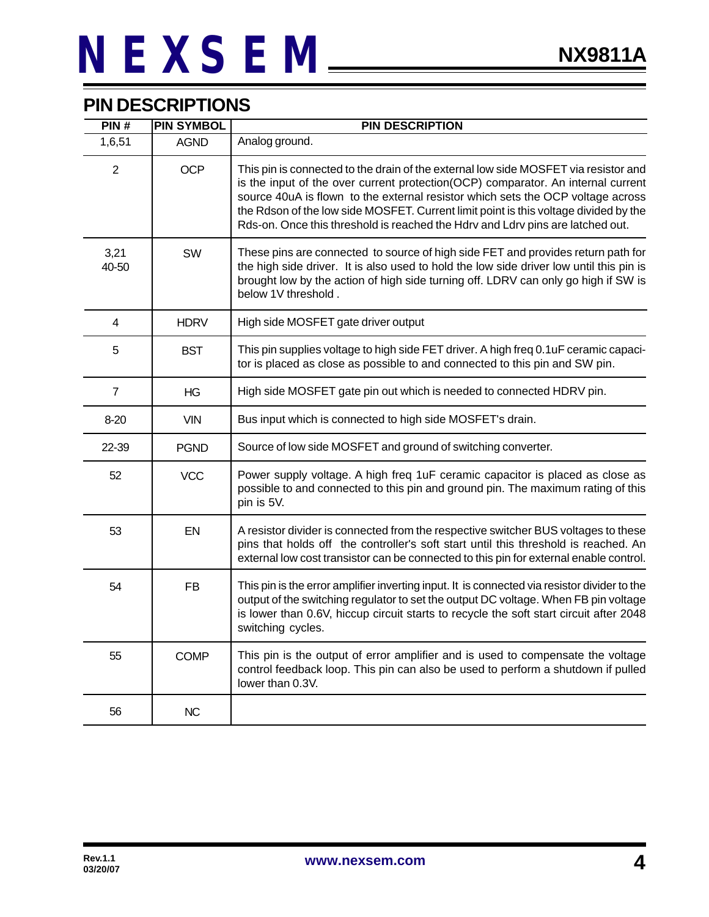## PIN DESCRIPTIONS

| PIN # | PIN SYMBOL | PIN DESCRIPTION |
|---|---|---|
| 1,6,51 | AGND | Analog ground. |
| 2 | OCP | This pin is connected to the drain of the external low side MOSFET via resistor and is the input of the over current protection(OCP) comparator. An internal current source 40uA is flown to the external resistor which sets the OCP voltage across the Rdson of the low side MOSFET. Current limit point is this voltage divided by the Rds-on. Once this threshold is reached the Hdrv and Ldrv pins are latched out. |
| 3,21 40-50 | SW | These pins are connected to source of high side FET and provides return path for the high side driver. It is also used to hold the low side driver low until this pin is brought low by the action of high side turning off. LDRV can only go high if SW is below 1V threshold . |
| 4 | HDRV | High side MOSFET gate driver output |
| 5 | BST | This pin supplies voltage to high side FET driver. A high freq 0.1uF ceramic capacitor is placed as close as possible to and connected to this pin and SW pin. |
| 7 | HG | High side MOSFET gate pin out which is needed to connected HDRV pin. |
| 8-20 | VIN | Bus input which is connected to high side MOSFET's drain. |
| 22-39 | PGND | Source of low side MOSFET and ground of switching converter. |
| 52 | VCC | Power supply voltage. A high freq 1uF ceramic capacitor is placed as close as possible to and connected to this pin and ground pin. The maximum rating of this pin is 5V. |
| 53 | EN | A resistor divider is connected from the respective switcher BUS voltages to these pins that holds off the controller's soft start until this threshold is reached. An external low cost transistor can be connected to this pin for external enable control. |
| 54 | FB | This pin is the error amplifier inverting input. It is connected via resistor divider to the output of the switching regulator to set the output DC voltage. When FB pin voltage is lower than 0.6V, hiccup circuit starts to recycle the soft start circuit after 2048 switching cycles. |
| 55 | COMP | This pin is the output of error amplifier and is used to compensate the voltage control feedback loop. This pin can also be used to perform a shutdown if pulled lower than 0.3V. |
| 56 | NC | |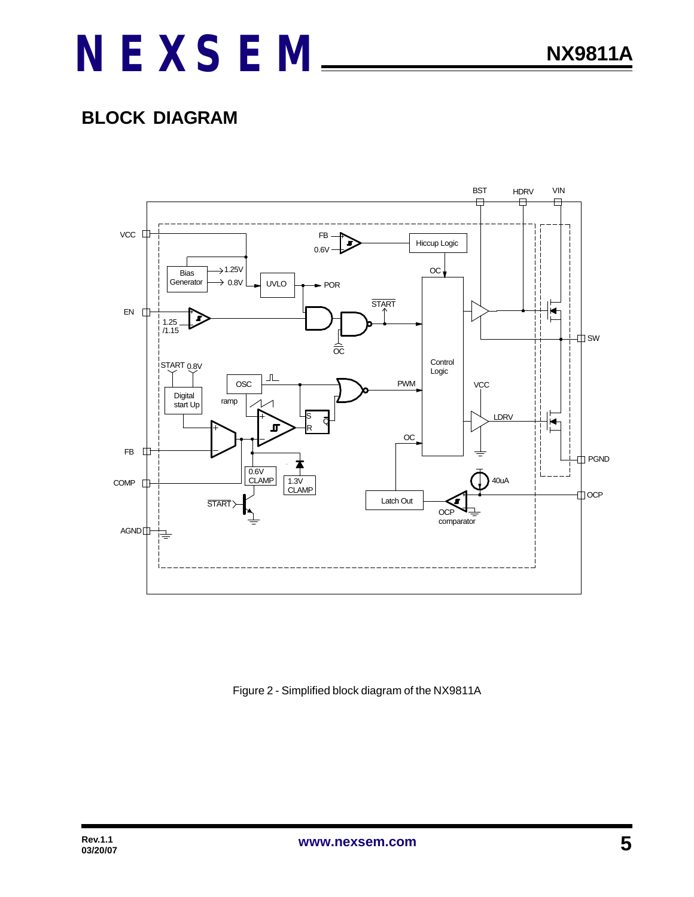## BLOCK DIAGRAM

Figure 2 - Simplified block diagram of the NX9811A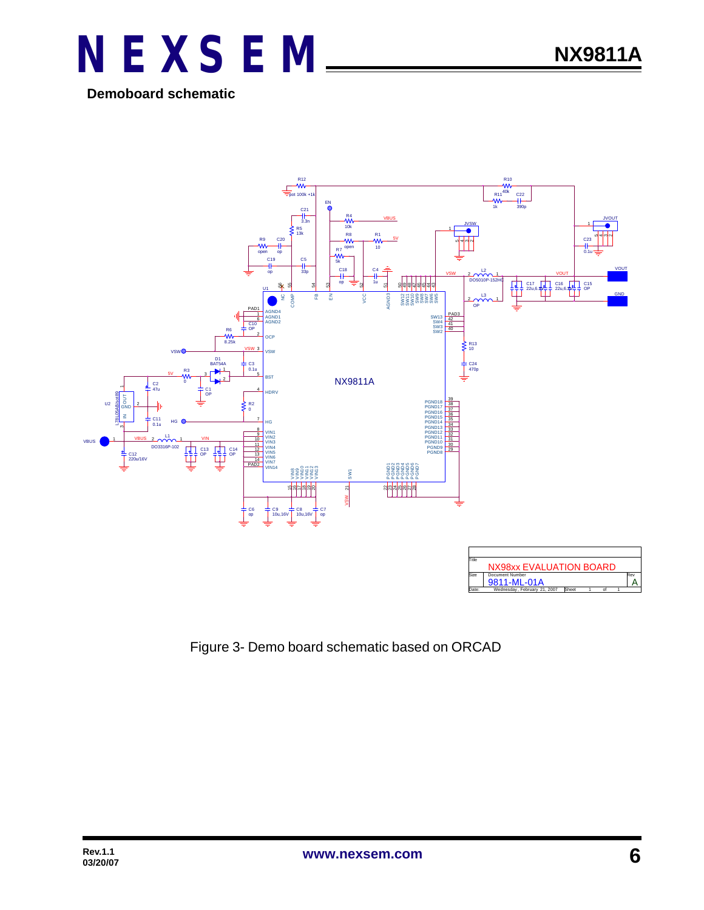## Demoboard schematic

Figure 3- Demo board schematic based on ORCAD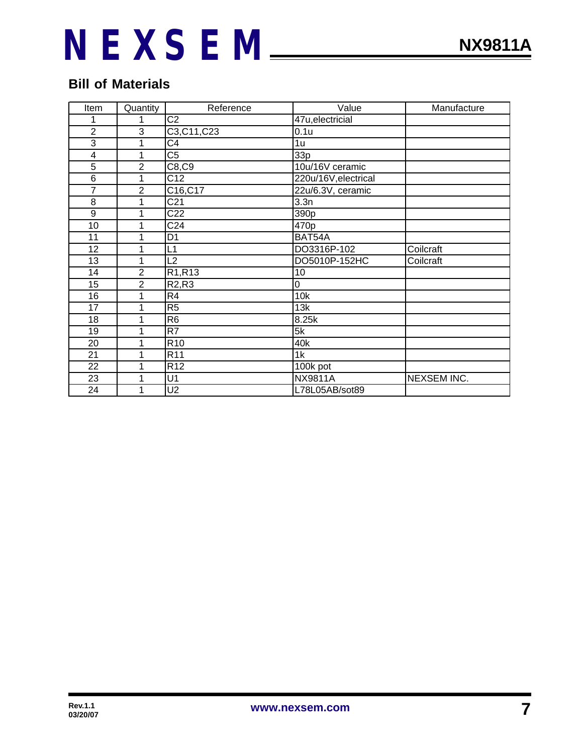## Bill of Materials

| Item | Quantity | Reference | Value | Manufacture |
|---|---|---|---|---|
| 1 | 1 | C2 | 47u,electricial | |
| 2 | 3 | C3,C11,C23 | 0.1u | |
| 3 | 1 | C4 | 1u | |
| 4 | 1 | C5 | 33p | |
| 5 | 2 | C8,C9 | 10u/16V ceramic | |
| 6 | 1 | C12 | 220u/16V,electrical | |
| 7 | 2 | C16,C17 | 22u/6.3V, ceramic | |
| 8 | 1 | C21 | 3.3n | |
| 9 | 1 | C22 | 390p | |
| 10 | 1 | C24 | 470p | |
| 11 | 1 | D1 | BAT54A | |
| 12 | 1 | L1 | DO3316P-102 | Coilcraft |
| 13 | 1 | L2 | DO5010P-152HC | Coilcraft |
| 14 | 2 | R1,R13 | 10 | |
| 15 | 2 | R2,R3 | 0 | |
| 16 | 1 | R4 | 10k | |
| 17 | 1 | R5 | 13k | |
| 18 | 1 | R6 | 8.25k | |
| 19 | 1 | R7 | 5k | |
| 20 | 1 | R10 | 40k | |
| 21 | 1 | R11 | 1k | |
| 22 | 1 | R12 | 100k pot | |
| 23 | 1 | U1 | NX9811A | NEXSEM INC. |
| 24 | 1 | U2 | L78L05AB/sot89 | |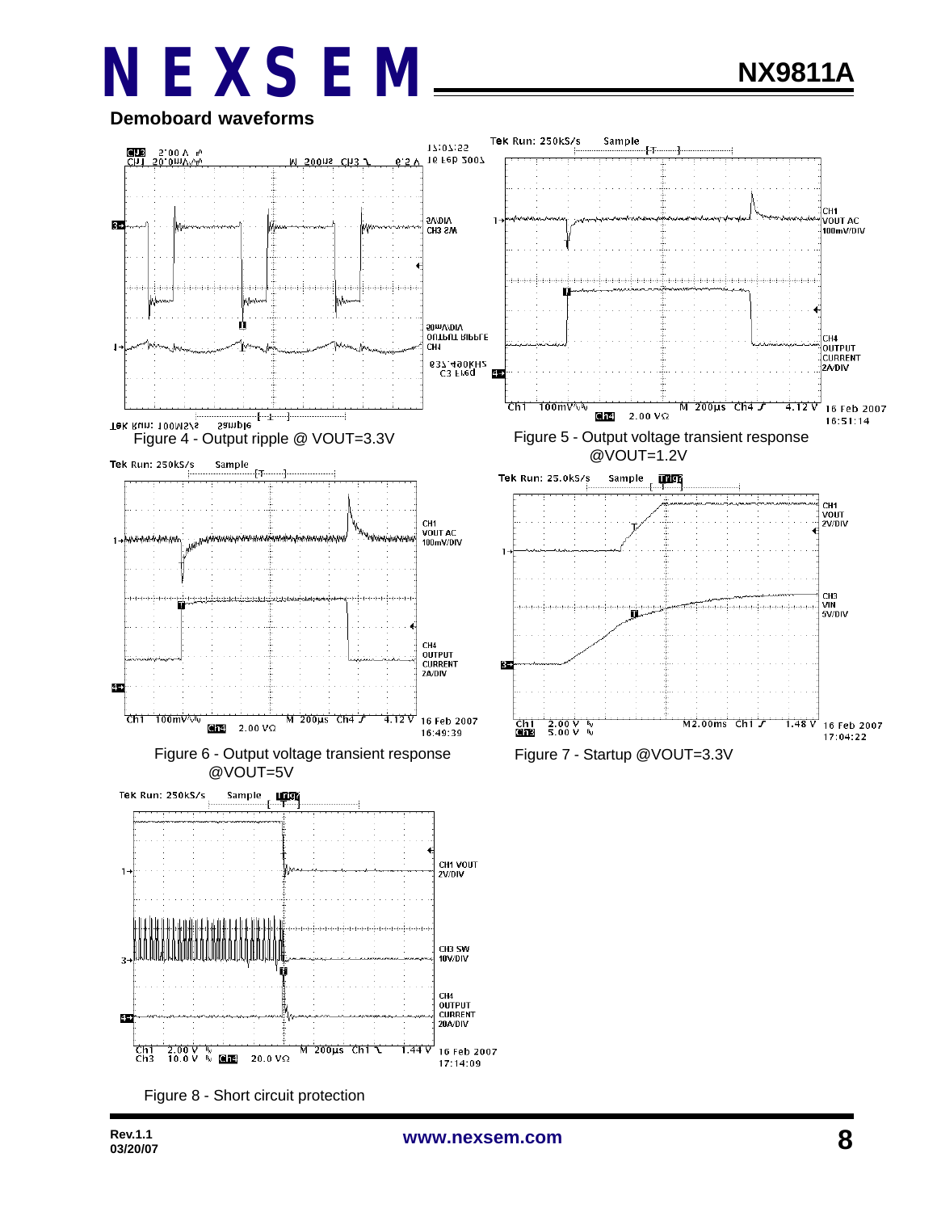## Demoboard waveforms

Figure 4 - Output ripple @ VOUT=3.3V

Figure 5 - Output voltage transient response @VOUT=1.2V

Figure 6 - Output voltage transient response @VOUT=5V

Figure 7 - Startup @VOUT=3.3V

Figure 8 - Short circuit protection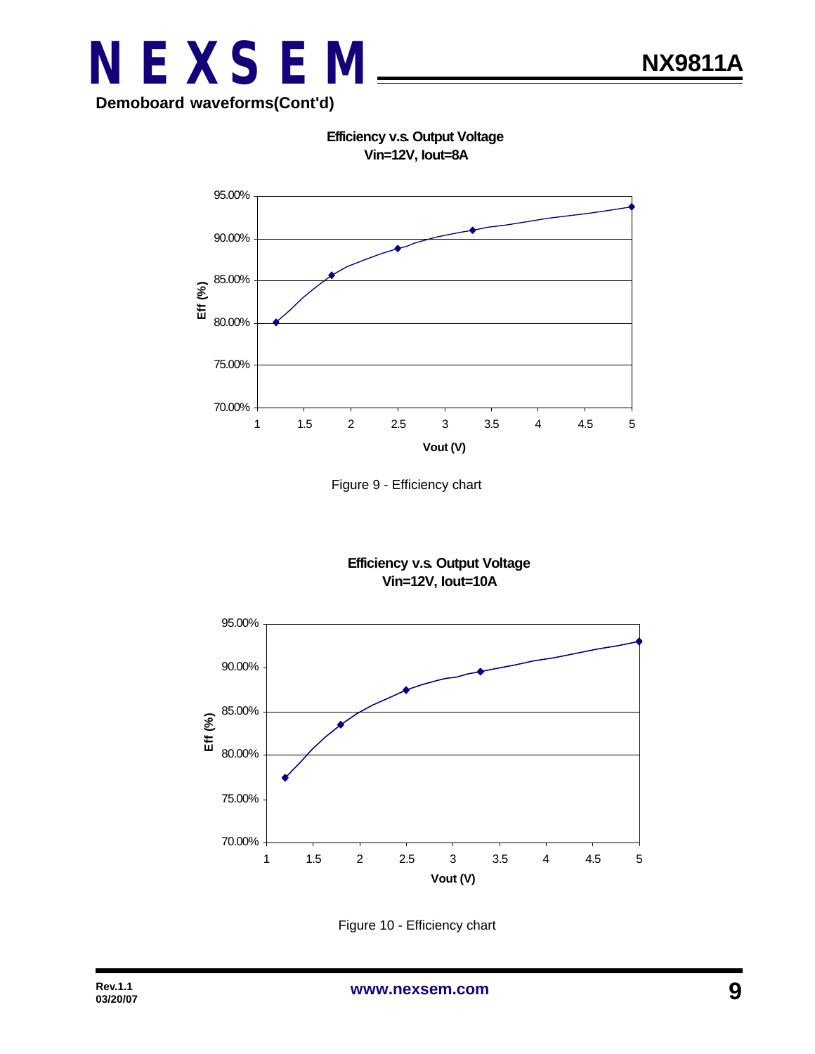**Demoboard waveforms(Cont'd)**

**Efficiency v.s. Output Voltage**
**Vin=12V, Iout=8A**

Figure 9 - Efficiency chart

**Efficiency v.s. Output Voltage**
**Vin=12V, Iout=10A**

Figure 10 - Efficiency chart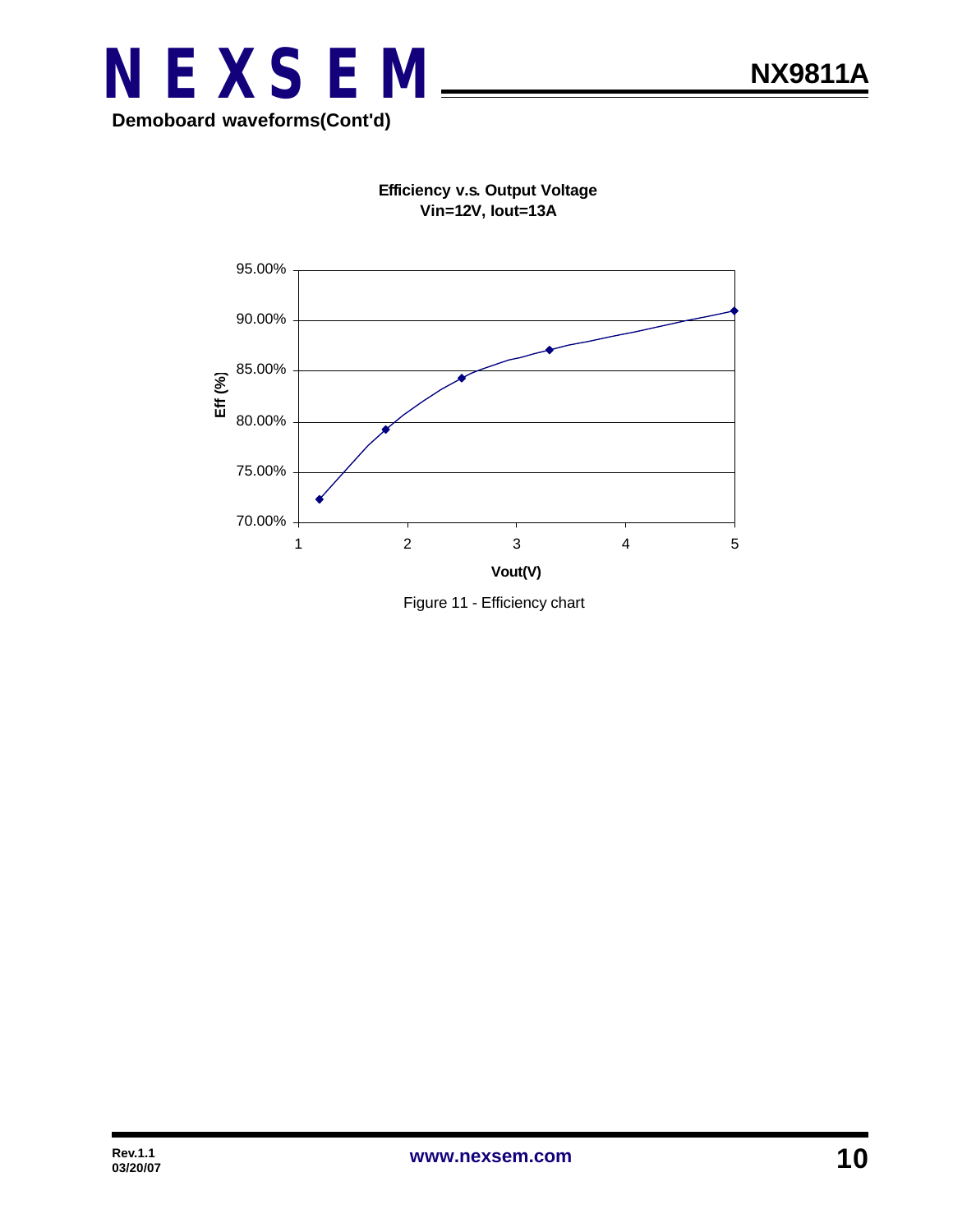**Demoboard waveforms(Cont'd)**

**Efficiency v.s. Output Voltage**
**Vin=12V, Iout=13A**

Figure 11 - Efficiency chart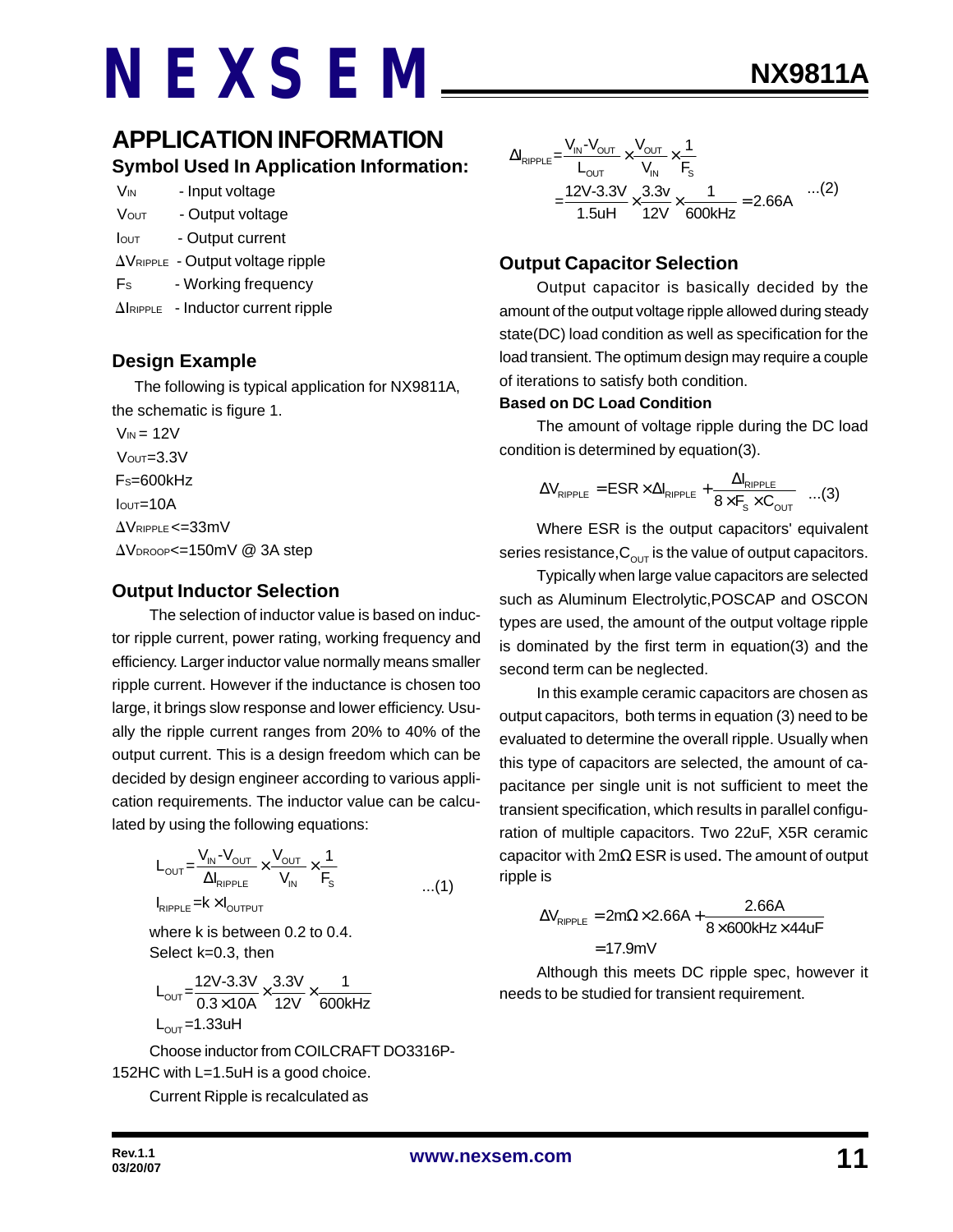# APPLICATION INFORMATION

## Symbol Used In Application Information:

$V_{IN}$ - Input voltage

$V_{OUT}$ - Output voltage

$I_{OUT}$ - Output current

$\Delta V_{RIPPLE}$ - Output voltage ripple

$F_S$ - Working frequency

$\Delta I_{RIPPLE}$ - Inductor current ripple

## Design Example

The following is typical application for NX9811A, the schematic is figure 1.

$V_{IN} = 12V$

$V_{OUT}=3.3V$

$F_S=600kHz$

$I_{OUT}=10A$

$\Delta V_{RIPPLE}<=33mV$

$\Delta V_{DROOP}<=150mV$ @ 3A step

## Output Inductor Selection

The selection of inductor value is based on inductor ripple current, power rating, working frequency and efficiency. Larger inductor value normally means smaller ripple current. However if the inductance is chosen too large, it brings slow response and lower efficiency. Usually the ripple current ranges from 20% to 40% of the output current. This is a design freedom which can be decided by design engineer according to various application requirements. The inductor value can be calculated by using the following equations:

$$L_{OUT}=\frac{V_{IN}-V_{OUT}}{\Delta I_{RIPPLE}}\times\frac{V_{OUT}}{V_{IN}}\times\frac{1}{F_S} \quad ...(1)$$

$$I_{RIPPLE}=k\times I_{OUTPUT}$$

where k is between 0.2 to 0.4.

Select k=0.3, then

$$L_{OUT}=\frac{12V-3.3V}{0.3\times10A}\times\frac{3.3V}{12V}\times\frac{1}{600kHz}$$

$$L_{OUT}=1.33uH$$

Choose inductor from COILCRAFT DO3316P-152HC with L=1.5uH is a good choice.

Current Ripple is recalculated as

$$\Delta I_{RIPPLE}=\frac{V_{IN}-V_{OUT}}{L_{OUT}}\times\frac{V_{OUT}}{V_{IN}}\times\frac{1}{F_S}$$
$$=\frac{12V-3.3V}{1.5uH}\times\frac{3.3v}{12V}\times\frac{1}{600kHz}=2.66A \quad ...(2)$$

## Output Capacitor Selection

Output capacitor is basically decided by the amount of the output voltage ripple allowed during steady state(DC) load condition as well as specification for the load transient. The optimum design may require a couple of iterations to satisfy both condition.

**Based on DC Load Condition**

The amount of voltage ripple during the DC load condition is determined by equation(3).

$$\Delta V_{RIPPLE}=ESR\times\Delta I_{RIPPLE}+\frac{\Delta I_{RIPPLE}}{8\times F_S\times C_{OUT}} \quad ...(3)$$

Where ESR is the output capacitors' equivalent series resistance, $C_{OUT}$ is the value of output capacitors.

Typically when large value capacitors are selected such as Aluminum Electrolytic,POSCAP and OSCON types are used, the amount of the output voltage ripple is dominated by the first term in equation(3) and the second term can be neglected.

In this example ceramic capacitors are chosen as output capacitors, both terms in equation (3) need to be evaluated to determine the overall ripple. Usually when this type of capacitors are selected, the amount of capacitance per single unit is not sufficient to meet the transient specification, which results in parallel configuration of multiple capacitors. Two 22uF, X5R ceramic capacitor with 2mΩ ESR is used. The amount of output ripple is

$$\Delta V_{RIPPLE}=2m\Omega\times2.66A+\frac{2.66A}{8\times600kHz\times44uF}$$
$$=17.9mV$$

Although this meets DC ripple spec, however it needs to be studied for transient requirement.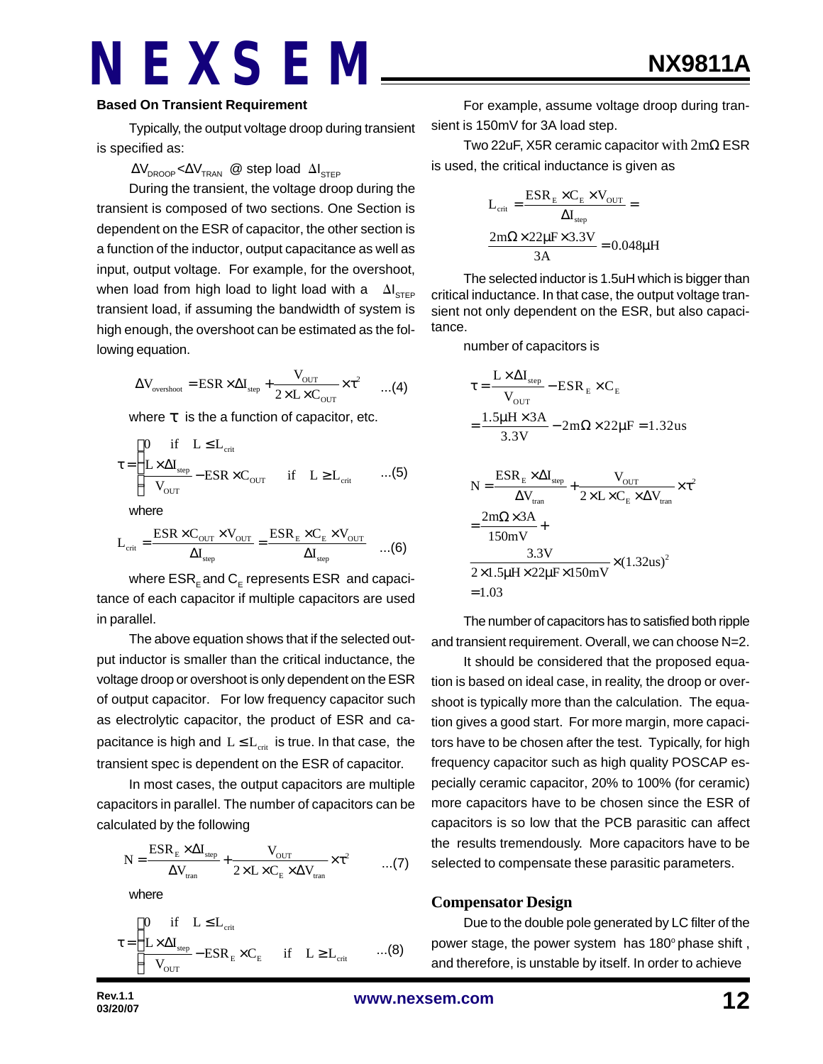#### Based On Transient Requirement

Typically, the output voltage droop during transient is specified as:

$\Delta V_{DROOP} < \Delta V_{TRAN}$ @ step load $\Delta I_{STEP}$

During the transient, the voltage droop during the transient is composed of two sections. One Section is dependent on the ESR of capacitor, the other section is a function of the inductor, output capacitance as well as input, output voltage. For example, for the overshoot, when load from high load to light load with a $\Delta I_{STEP}$ transient load, if assuming the bandwidth of system is high enough, the overshoot can be estimated as the following equation.

$$\Delta V_{overshoot} = ESR \times \Delta I_{step} + \frac{V_{OUT}}{2 \times L \times C_{OUT}} \times \tau^2 \quad ...(4)$$

where $\tau$ is the a function of capacitor, etc.

$$\tau = \begin{cases} 0 & \text{if} \quad L \le L_{crit} \\ \dfrac{L \times \Delta I_{step}}{V_{OUT}} - ESR \times C_{OUT} & \text{if} \quad L \ge L_{crit} \end{cases} \quad ...(5)$$

where

$$L_{crit} = \frac{ESR \times C_{OUT} \times V_{OUT}}{\Delta I_{step}} = \frac{ESR_E \times C_E \times V_{OUT}}{\Delta I_{step}} \quad ...(6)$$

where $ESR_E$ and $C_E$ represents ESR and capacitance of each capacitor if multiple capacitors are used in parallel.

The above equation shows that if the selected output inductor is smaller than the critical inductance, the voltage droop or overshoot is only dependent on the ESR of output capacitor. For low frequency capacitor such as electrolytic capacitor, the product of ESR and capacitance is high and $L \le L_{crit}$ is true. In that case, the transient spec is dependent on the ESR of capacitor.

In most cases, the output capacitors are multiple capacitors in parallel. The number of capacitors can be calculated by the following

$$N = \frac{ESR_E \times \Delta I_{step}}{\Delta V_{tran}} + \frac{V_{OUT}}{2 \times L \times C_E \times \Delta V_{tran}} \times \tau^2 \quad ...(7)$$

where

$$\tau = \begin{cases} 0 & \text{if} \quad L \le L_{crit} \\ \dfrac{L \times \Delta I_{step}}{V_{OUT}} - ESR_E \times C_E & \text{if} \quad L \ge L_{crit} \end{cases} \quad ...(8)$$

For example, assume voltage droop during transient is 150mV for 3A load step.

Two 22uF, X5R ceramic capacitor with 2mΩ ESR is used, the critical inductance is given as

$$L_{crit} = \frac{ESR_E \times C_E \times V_{OUT}}{\Delta I_{step}} = \frac{2m\Omega \times 22\mu F \times 3.3V}{3A} = 0.048\mu H$$

The selected inductor is 1.5uH which is bigger than critical inductance. In that case, the output voltage transient not only dependent on the ESR, but also capacitance.

number of capacitors is

$$\tau = \frac{L \times \Delta I_{step}}{V_{OUT}} - ESR_E \times C_E = \frac{1.5\mu H \times 3A}{3.3V} - 2m\Omega \times 22\mu F = 1.32us$$

$$N = \frac{ESR_E \times \Delta I_{step}}{\Delta V_{tran}} + \frac{V_{OUT}}{2 \times L \times C_E \times \Delta V_{tran}} \times \tau^2$$
$$= \frac{2m\Omega \times 3A}{150mV} + \frac{3.3V}{2 \times 1.5\mu H \times 22\mu F \times 150mV} \times (1.32us)^2$$
$$= 1.03$$

The number of capacitors has to satisfied both ripple and transient requirement. Overall, we can choose N=2.

It should be considered that the proposed equation is based on ideal case, in reality, the droop or overshoot is typically more than the calculation. The equation gives a good start. For more margin, more capacitors have to be chosen after the test. Typically, for high frequency capacitor such as high quality POSCAP especially ceramic capacitor, 20% to 100% (for ceramic) more capacitors have to be chosen since the ESR of capacitors is so low that the PCB parasitic can affect the results tremendously. More capacitors have to be selected to compensate these parasitic parameters.

#### Compensator Design

Due to the double pole generated by LC filter of the power stage, the power system has 180° phase shift, and therefore, is unstable by itself. In order to achieve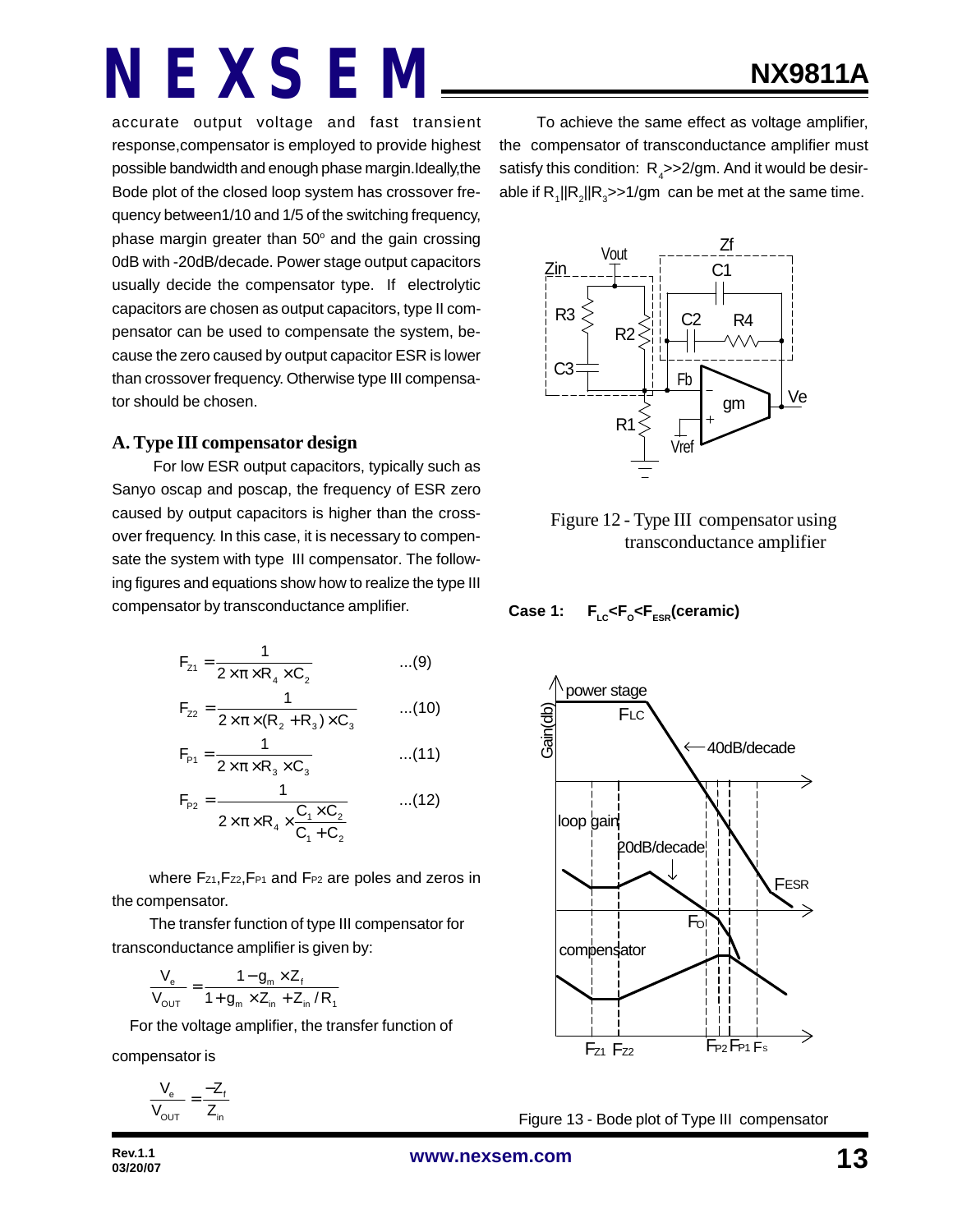accurate output voltage and fast transient response, compensator is employed to provide highest possible bandwidth and enough phase margin. Ideally, the Bode plot of the closed loop system has crossover frequency between 1/10 and 1/5 of the switching frequency, phase margin greater than 50° and the gain crossing 0dB with -20dB/decade. Power stage output capacitors usually decide the compensator type. If electrolytic capacitors are chosen as output capacitors, type II compensator can be used to compensate the system, because the zero caused by output capacitor ESR is lower than crossover frequency. Otherwise type III compensator should be chosen.

### A. Type III compensator design

For low ESR output capacitors, typically such as Sanyo oscap and poscap, the frequency of ESR zero caused by output capacitors is higher than the crossover frequency. In this case, it is necessary to compensate the system with type III compensator. The following figures and equations show how to realize the type III compensator by transconductance amplifier.

$$F_{Z1} = \frac{1}{2 \times \pi \times R_4 \times C_2} \quad ...(9)$$

$$F_{Z2} = \frac{1}{2 \times \pi \times (R_2 + R_3) \times C_3} \quad ...(10)$$

$$F_{P1} = \frac{1}{2 \times \pi \times R_3 \times C_3} \quad ...(11)$$

$$F_{P2} = \frac{1}{2 \times \pi \times R_4 \times \frac{C_1 \times C_2}{C_1 + C_2}} \quad ...(12)$$

where $F_{Z1}$, $F_{Z2}$, $F_{P1}$ and $F_{P2}$ are poles and zeros in the compensator.

The transfer function of type III compensator for transconductance amplifier is given by:

$$\frac{V_e}{V_{OUT}} = \frac{1 - g_m \times Z_f}{1 + g_m \times Z_{in} + Z_{in}/R_1}$$

For the voltage amplifier, the transfer function of compensator is

$$\frac{V_e}{V_{OUT}} = \frac{-Z_f}{Z_{in}}$$

To achieve the same effect as voltage amplifier, the compensator of transconductance amplifier must satisfy this condition: $R_4 >> 2/gm$. And it would be desirable if $R_1 || R_2 || R_3 >> 1/gm$ can be met at the same time.

Figure 12 - Type III compensator using transconductance amplifier

**Case 1: $F_{LC} < F_O < F_{ESR}$ (ceramic)**

Figure 13 - Bode plot of Type III compensator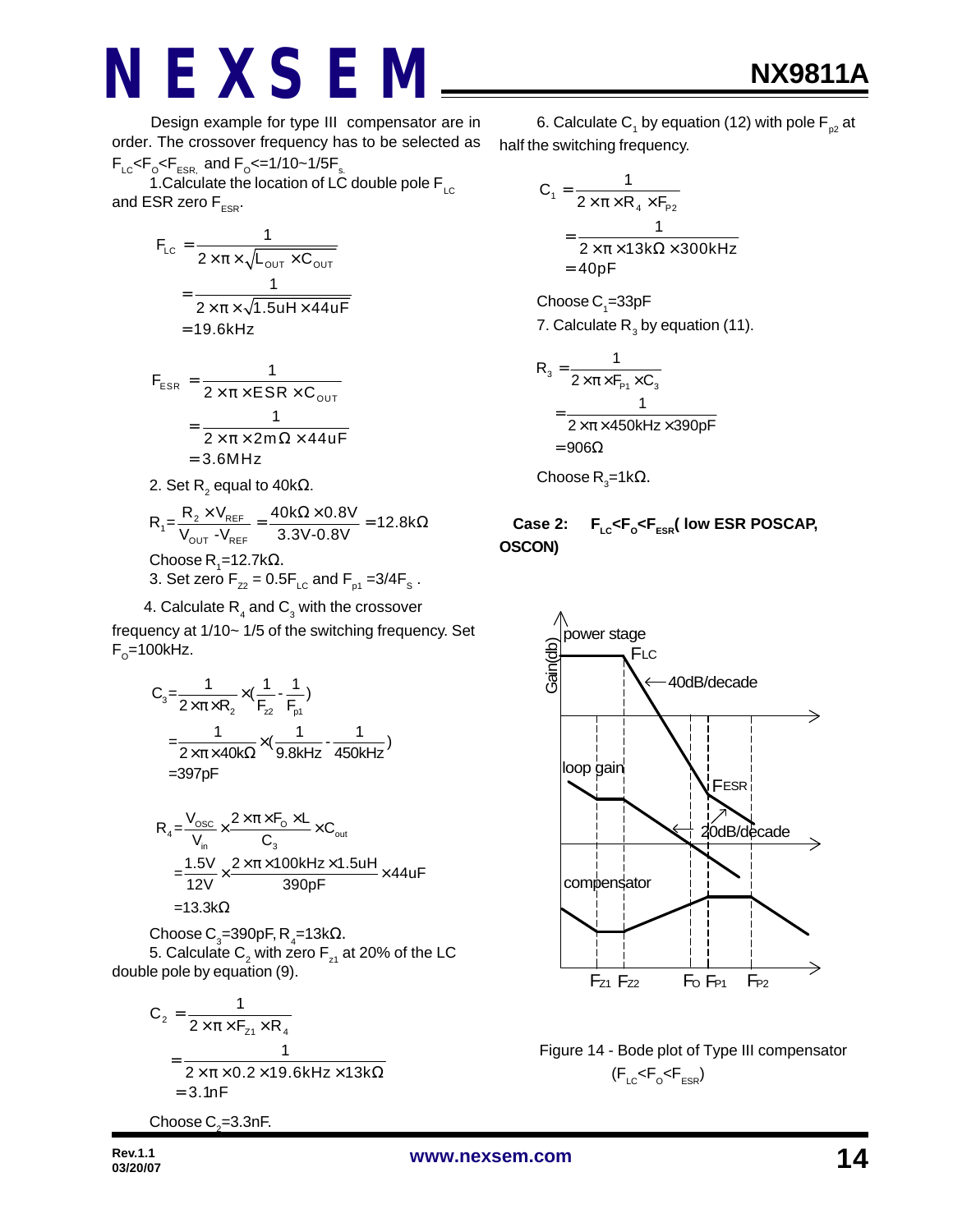Design example for type III compensator are in order. The crossover frequency has to be selected as $F_{LC}<F_O<F_{ESR,}$ and $F_O<=1/10\sim1/5F_s$.

1.Calculate the location of LC double pole $F_{LC}$ and ESR zero $F_{ESR}$.

$$F_{LC} = \frac{1}{2\times\pi\times\sqrt{L_{OUT}\times C_{OUT}}} = \frac{1}{2\times\pi\times\sqrt{1.5uH\times44uF}} = 19.6kHz$$

$$F_{ESR} = \frac{1}{2\times\pi\times ESR\times C_{OUT}} = \frac{1}{2\times\pi\times2m\Omega\times44uF} = 3.6MHz$$

2. Set $R_2$ equal to 40kΩ.

$$R_1 = \frac{R_2\times V_{REF}}{V_{OUT}-V_{REF}} = \frac{40k\Omega\times0.8V}{3.3V-0.8V} = 12.8k\Omega$$

Choose $R_1$=12.7kΩ.

3. Set zero $F_{Z2} = 0.5F_{LC}$ and $F_{p1} = 3/4F_S$.

4. Calculate $R_4$ and $C_3$ with the crossover frequency at 1/10~ 1/5 of the switching frequency. Set $F_O$=100kHz.

$$C_3 = \frac{1}{2\times\pi\times R_2}\times\left(\frac{1}{F_{z2}}-\frac{1}{F_{p1}}\right) = \frac{1}{2\times\pi\times40k\Omega}\times\left(\frac{1}{9.8kHz}-\frac{1}{450kHz}\right) = 397pF$$

$$R_4 = \frac{V_{OSC}}{V_{in}}\times\frac{2\times\pi\times F_O\times L}{C_3}\times C_{out} = \frac{1.5V}{12V}\times\frac{2\times\pi\times100kHz\times1.5uH}{390pF}\times44uF = 13.3k\Omega$$

Choose $C_3$=390pF, $R_4$=13kΩ.

5. Calculate $C_2$ with zero $F_{z1}$ at 20% of the LC double pole by equation (9).

$$C_2 = \frac{1}{2\times\pi\times F_{Z1}\times R_4} = \frac{1}{2\times\pi\times0.2\times19.6kHz\times13k\Omega} = 3.1nF$$

Choose $C_2$=3.3nF.

6. Calculate $C_1$ by equation (12) with pole $F_{p2}$ at half the switching frequency.

$$C_1 = \frac{1}{2\times\pi\times R_4\times F_{P2}} = \frac{1}{2\times\pi\times13k\Omega\times300kHz} = 40pF$$

Choose $C_1$=33pF

7. Calculate $R_3$ by equation (11).

$$R_3 = \frac{1}{2\times\pi\times F_{P1}\times C_3} = \frac{1}{2\times\pi\times450kHz\times390pF} = 906\Omega$$

Choose $R_3$=1kΩ.

**Case 2: $F_{LC}<F_O<F_{ESR}$( low ESR POSCAP, OSCON)**

Figure 14 - Bode plot of Type III compensator ($F_{LC}<F_O<F_{ESR}$)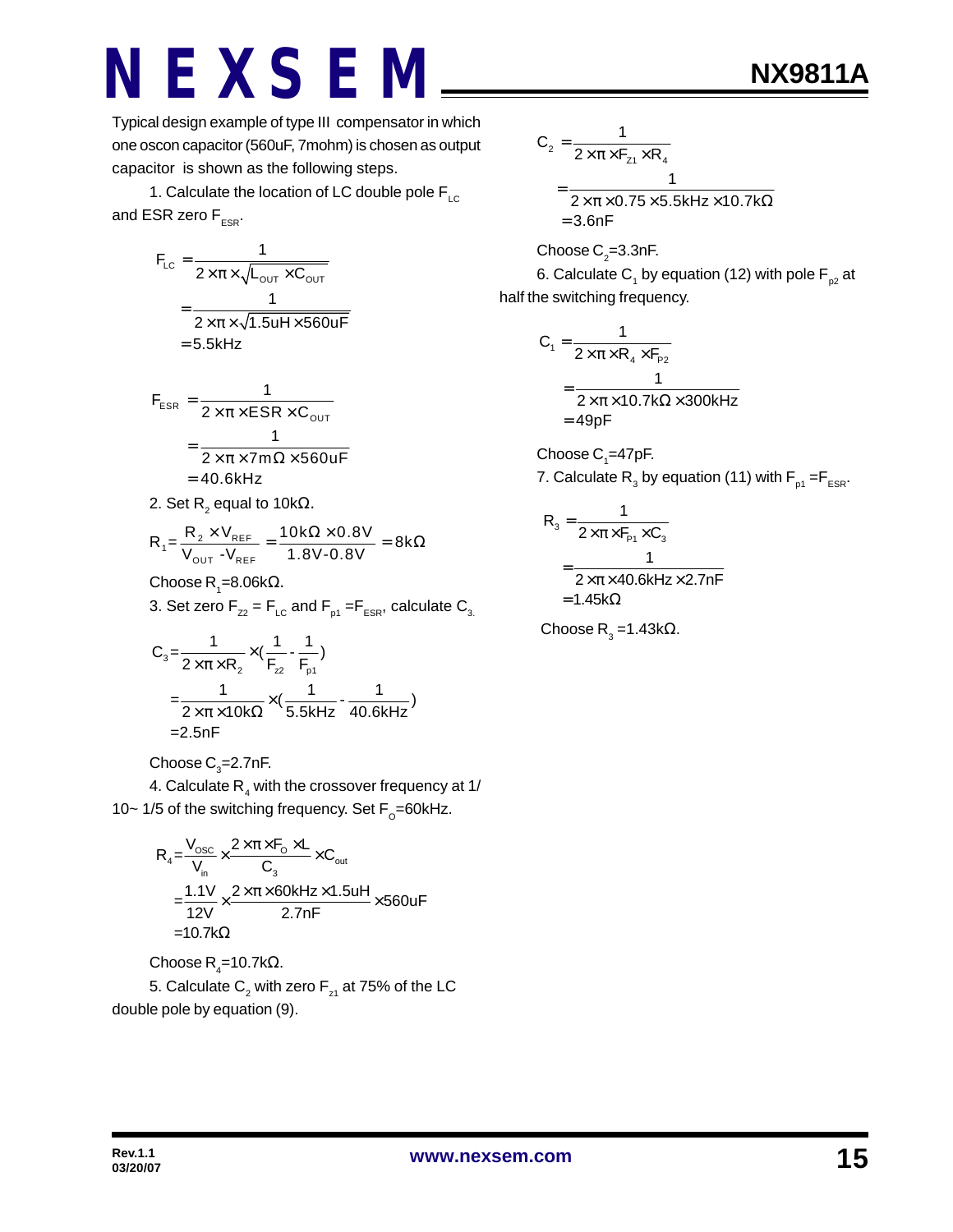Typical design example of type III compensator in which one oscon capacitor (560uF, 7mohm) is chosen as output capacitor is shown as the following steps.

1. Calculate the location of LC double pole $F_{LC}$ and ESR zero $F_{ESR}$.

$$
\begin{aligned}
F_{LC} &= \frac{1}{2\times\pi\times\sqrt{L_{OUT}\times C_{OUT}}} \\
&= \frac{1}{2\times\pi\times\sqrt{1.5uH\times 560uF}} \\
&= 5.5kHz
\end{aligned}
$$

$$
\begin{aligned}
F_{ESR} &= \frac{1}{2\times\pi\times ESR\times C_{OUT}} \\
&= \frac{1}{2\times\pi\times 7m\Omega\times 560uF} \\
&= 40.6kHz
\end{aligned}
$$

2. Set $R_2$ equal to 10kΩ.

$$
R_1 = \frac{R_2\times V_{REF}}{V_{OUT}-V_{REF}} = \frac{10k\Omega\times 0.8V}{1.8V-0.8V} = 8k\Omega
$$

Choose $R_1$=8.06kΩ.

3. Set zero $F_{z2}$ = $F_{LC}$ and $F_{p1}$ =$F_{ESR}$, calculate $C_3$.

$$
\begin{aligned}
C_3 &= \frac{1}{2\times\pi\times R_2}\times\left(\frac{1}{F_{z2}}-\frac{1}{F_{p1}}\right) \\
&= \frac{1}{2\times\pi\times 10k\Omega}\times\left(\frac{1}{5.5kHz}-\frac{1}{40.6kHz}\right) \\
&= 2.5nF
\end{aligned}
$$

Choose $C_3$=2.7nF.

4. Calculate $R_4$ with the crossover frequency at 1/10~ 1/5 of the switching frequency. Set $F_O$=60kHz.

$$
\begin{aligned}
R_4 &= \frac{V_{OSC}}{V_{in}}\times\frac{2\times\pi\times F_O\times L}{C_3}\times C_{out} \\
&= \frac{1.1V}{12V}\times\frac{2\times\pi\times 60kHz\times 1.5uH}{2.7nF}\times 560uF \\
&= 10.7k\Omega
\end{aligned}
$$

Choose $R_4$=10.7kΩ.

5. Calculate $C_2$ with zero $F_{z1}$ at 75% of the LC double pole by equation (9).

$$
\begin{aligned}
C_2 &= \frac{1}{2\times\pi\times F_{z1}\times R_4} \\
&= \frac{1}{2\times\pi\times 0.75\times 5.5kHz\times 10.7k\Omega} \\
&= 3.6nF
\end{aligned}
$$

Choose $C_2$=3.3nF.

6. Calculate $C_1$ by equation (12) with pole $F_{p2}$ at half the switching frequency.

$$
\begin{aligned}
C_1 &= \frac{1}{2\times\pi\times R_4\times F_{P2}} \\
&= \frac{1}{2\times\pi\times 10.7k\Omega\times 300kHz} \\
&= 49pF
\end{aligned}
$$

Choose $C_1$=47pF.

7. Calculate $R_3$ by equation (11) with $F_{p1}$ =$F_{ESR}$.

$$
\begin{aligned}
R_3 &= \frac{1}{2\times\pi\times F_{P1}\times C_3} \\
&= \frac{1}{2\times\pi\times 40.6kHz\times 2.7nF} \\
&= 1.45k\Omega
\end{aligned}
$$

Choose $R_3$ =1.43kΩ.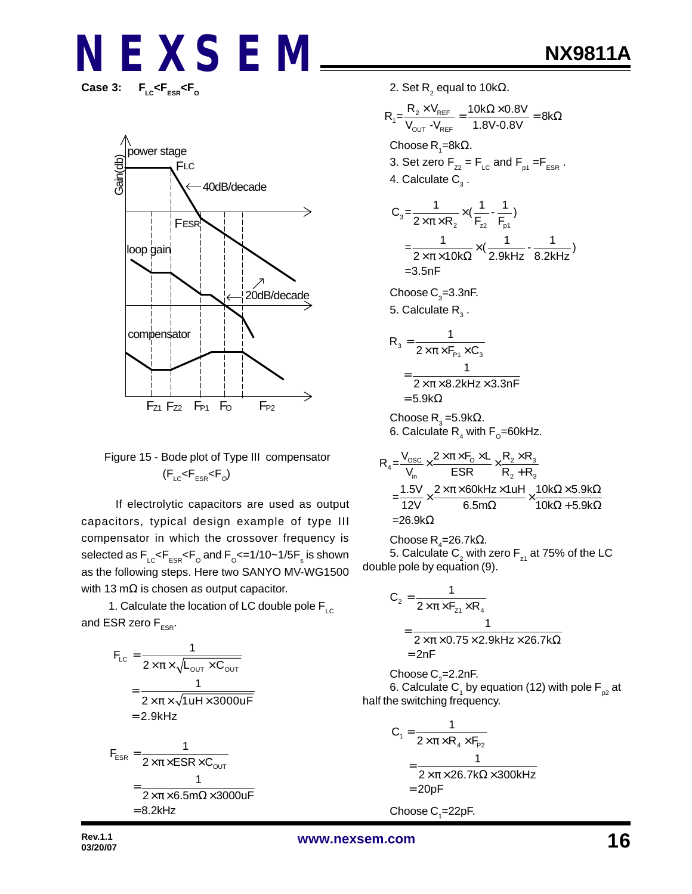**Case 3:** $F_{LC}<F_{ESR}<F_O$

Figure 15 - Bode plot of Type III compensator ($F_{LC}<F_{ESR}<F_O$)

If electrolytic capacitors are used as output capacitors, typical design example of type III compensator in which the crossover frequency is selected as $F_{LC}<F_{ESR}<F_O$ and $F_O$<=1/10~1/5$F_s$ is shown as the following steps. Here two SANYO MV-WG1500 with 13 mΩ is chosen as output capacitor.

1. Calculate the location of LC double pole $F_{LC}$ and ESR zero $F_{ESR}$.

$$
\begin{aligned}
F_{LC} &= \frac{1}{2\times\pi\times\sqrt{L_{OUT}\times C_{OUT}}} \\
&= \frac{1}{2\times\pi\times\sqrt{1uH\times 3000uF}} \\
&= 2.9kHz
\end{aligned}
$$

$$
\begin{aligned}
F_{ESR} &= \frac{1}{2\times\pi\times ESR\times C_{OUT}} \\
&= \frac{1}{2\times\pi\times 6.5m\Omega\times 3000uF} \\
&= 8.2kHz
\end{aligned}
$$

2. Set $R_2$ equal to 10kΩ.

$$
R_1 = \frac{R_2\times V_{REF}}{V_{OUT}-V_{REF}} = \frac{10k\Omega\times 0.8V}{1.8V-0.8V} = 8k\Omega
$$

Choose $R_1$=8kΩ.

3. Set zero $F_{z2}$ = $F_{LC}$ and $F_{p1}$ = $F_{ESR}$.

4. Calculate $C_3$.

$$
\begin{aligned}
C_3 &= \frac{1}{2\times\pi\times R_2}\times\left(\frac{1}{F_{z2}}-\frac{1}{F_{p1}}\right) \\
&= \frac{1}{2\times\pi\times 10k\Omega}\times\left(\frac{1}{2.9kHz}-\frac{1}{8.2kHz}\right) \\
&= 3.5nF
\end{aligned}
$$

Choose $C_3$=3.3nF.

5. Calculate $R_3$.

$$
\begin{aligned}
R_3 &= \frac{1}{2\times\pi\times F_{P1}\times C_3} \\
&= \frac{1}{2\times\pi\times 8.2kHz\times 3.3nF} \\
&= 5.9k\Omega
\end{aligned}
$$

Choose $R_3$ =5.9kΩ.

6. Calculate $R_4$ with $F_O$=60kHz.

$$
\begin{aligned}
R_4 &= \frac{V_{OSC}}{V_{in}}\times\frac{2\times\pi\times F_O\times L}{ESR}\times\frac{R_2\times R_3}{R_2+R_3} \\
&= \frac{1.5V}{12V}\times\frac{2\times\pi\times 60kHz\times 1uH}{6.5m\Omega}\times\frac{10k\Omega\times 5.9k\Omega}{10k\Omega+5.9k\Omega} \\
&= 26.9k\Omega
\end{aligned}
$$

Choose $R_4$=26.7kΩ.

5. Calculate $C_2$ with zero $F_{z1}$ at 75% of the LC double pole by equation (9).

$$
\begin{aligned}
C_2 &= \frac{1}{2\times\pi\times F_{z1}\times R_4} \\
&= \frac{1}{2\times\pi\times 0.75\times 2.9kHz\times 26.7k\Omega} \\
&= 2nF
\end{aligned}
$$

Choose $C_2$=2.2nF.

6. Calculate $C_1$ by equation (12) with pole $F_{p2}$ at half the switching frequency.

$$
\begin{aligned}
C_1 &= \frac{1}{2\times\pi\times R_4\times F_{P2}} \\
&= \frac{1}{2\times\pi\times 26.7k\Omega\times 300kHz} \\
&= 20pF
\end{aligned}
$$

Choose $C_1$=22pF.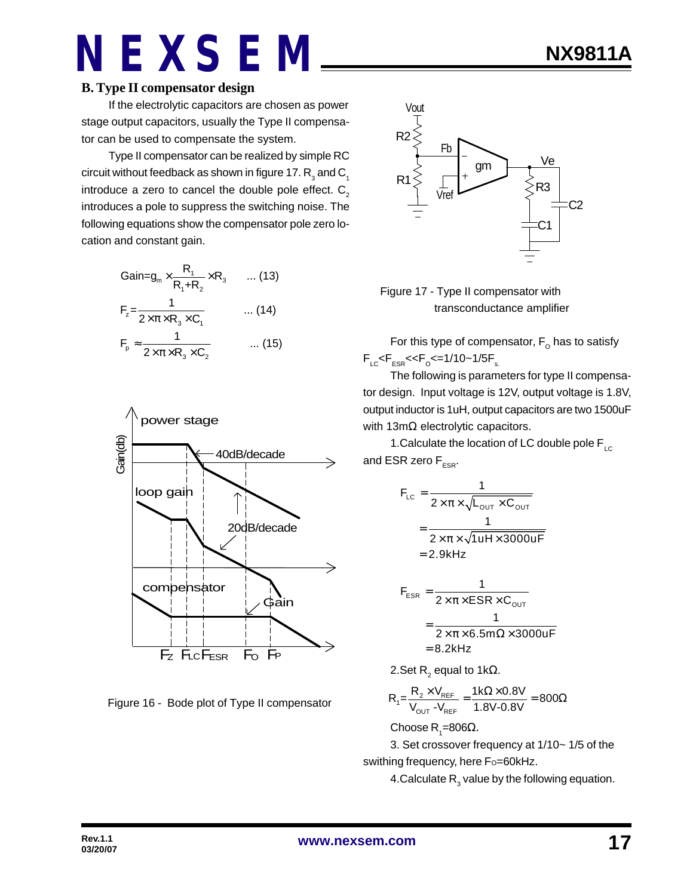### B. Type II compensator design

If the electrolytic capacitors are chosen as power stage output capacitors, usually the Type II compensator can be used to compensate the system.

Type II compensator can be realized by simple RC circuit without feedback as shown in figure 17. $R_3$ and $C_1$ introduce a zero to cancel the double pole effect. $C_2$ introduces a pole to suppress the switching noise. The following equations show the compensator pole zero location and constant gain.

$$\text{Gain} = g_m \times \frac{R_1}{R_1 + R_2} \times R_3 \quad \text{... (13)}$$

$$F_z = \frac{1}{2 \times \pi \times R_3 \times C_1} \quad \text{... (14)}$$

$$F_p \approx \frac{1}{2 \times \pi \times R_3 \times C_2} \quad \text{... (15)}$$

Figure 16 - Bode plot of Type II compensator

Figure 17 - Type II compensator with transconductance amplifier

For this type of compensator, $F_O$ has to satisfy $F_{LC} < F_{ESR} << F_O <= 1/10 \sim 1/5 F_s$.

The following is parameters for type II compensator design. Input voltage is 12V, output voltage is 1.8V, output inductor is 1uH, output capacitors are two 1500uF with 13mΩ electrolytic capacitors.

1.Calculate the location of LC double pole $F_{LC}$ and ESR zero $F_{ESR}$.

$$F_{LC} = \frac{1}{2 \times \pi \times \sqrt{L_{OUT} \times C_{OUT}}} = \frac{1}{2 \times \pi \times \sqrt{1\text{uH} \times 3000\text{uF}}} = 2.9\text{kHz}$$

$$F_{ESR} = \frac{1}{2 \times \pi \times ESR \times C_{OUT}} = \frac{1}{2 \times \pi \times 6.5\text{m}\Omega \times 3000\text{uF}} = 8.2\text{kHz}$$

2.Set $R_2$ equal to 1kΩ.

$$R_1 = \frac{R_2 \times V_{REF}}{V_{OUT} - V_{REF}} = \frac{1\text{k}\Omega \times 0.8\text{V}}{1.8\text{V} - 0.8\text{V}} = 800\Omega$$

Choose $R_1$=806Ω.

3. Set crossover frequency at 1/10~ 1/5 of the swithing frequency, here $F_O$=60kHz.

4.Calculate $R_3$ value by the following equation.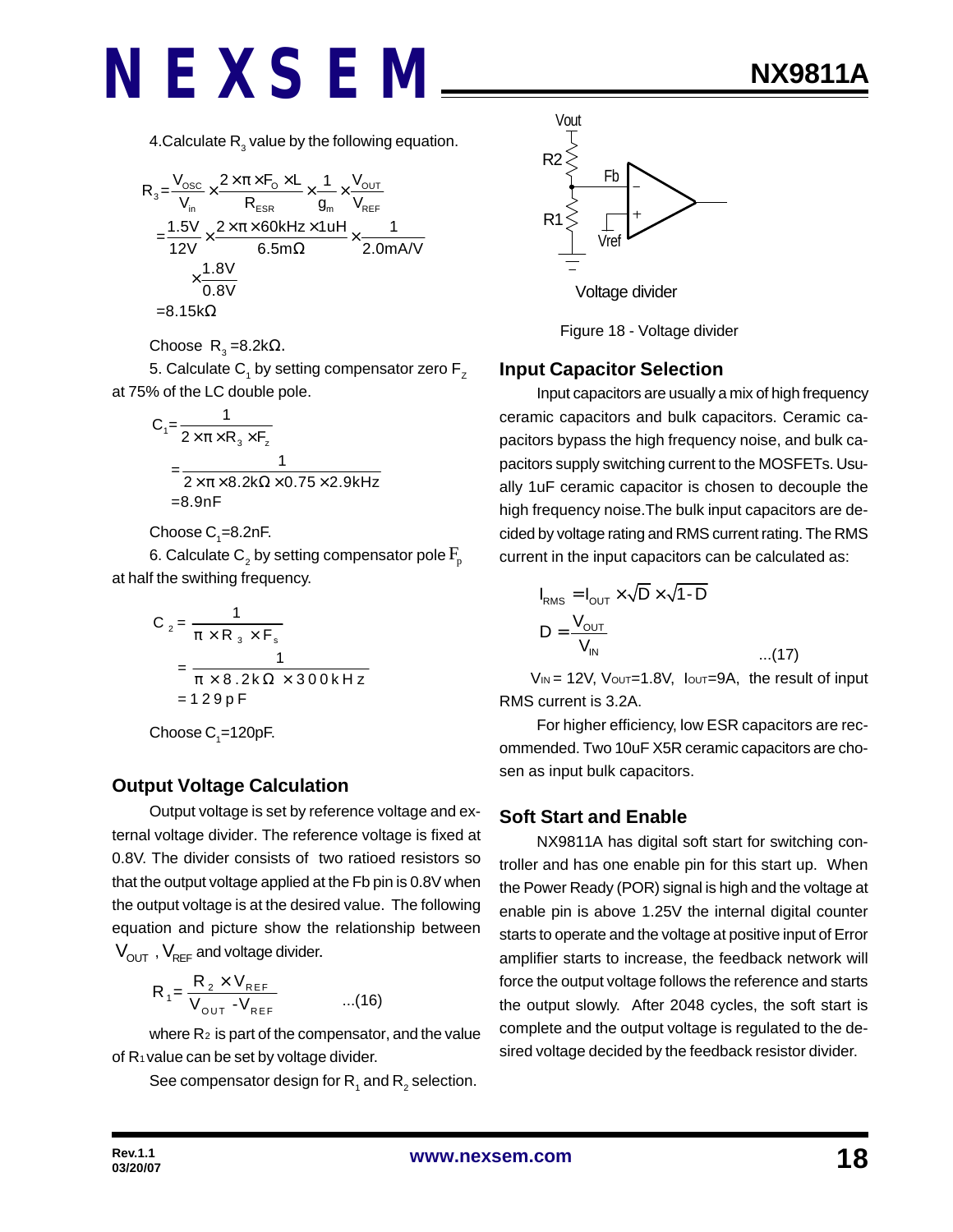4.Calculate $R_3$ value by the following equation.

$$R_3 = \frac{V_{OSC}}{V_{in}} \times \frac{2 \times \pi \times F_O \times L}{R_{ESR}} \times \frac{1}{g_m} \times \frac{V_{OUT}}{V_{REF}}$$

$$= \frac{1.5V}{12V} \times \frac{2 \times \pi \times 60kHz \times 1uH}{6.5m\Omega} \times \frac{1}{2.0mA/V} \times \frac{1.8V}{0.8V}$$

$$= 8.15k\Omega$$

Choose $R_3$ =8.2kΩ.

5. Calculate $C_1$ by setting compensator zero $F_Z$ at 75% of the LC double pole.

$$C_1 = \frac{1}{2 \times \pi \times R_3 \times F_z}$$

$$= \frac{1}{2 \times \pi \times 8.2k\Omega \times 0.75 \times 2.9kHz}$$

$$= 8.9nF$$

Choose $C_1$=8.2nF.

6. Calculate $C_2$ by setting compensator pole $F_p$ at half the swithing frequency.

$$C_2 = \frac{1}{\pi \times R_3 \times F_s}$$

$$= \frac{1}{\pi \times 8.2k\Omega \times 300kHz}$$

$$= 129pF$$

Choose $C_1$=120pF.

## Output Voltage Calculation

Output voltage is set by reference voltage and external voltage divider. The reference voltage is fixed at 0.8V. The divider consists of two ratioed resistors so that the output voltage applied at the Fb pin is 0.8V when the output voltage is at the desired value. The following equation and picture show the relationship between $V_{OUT}$, $V_{REF}$ and voltage divider.

$$R_1 = \frac{R_2 \times V_{REF}}{V_{OUT} - V_{REF}} \qquad \text{...(16)}$$

where $R_2$ is part of the compensator, and the value of $R_1$ value can be set by voltage divider.

See compensator design for $R_1$ and $R_2$ selection.

Voltage divider

Figure 18 - Voltage divider

## Input Capacitor Selection

Input capacitors are usually a mix of high frequency ceramic capacitors and bulk capacitors. Ceramic capacitors bypass the high frequency noise, and bulk capacitors supply switching current to the MOSFETs. Usually 1uF ceramic capacitor is chosen to decouple the high frequency noise.The bulk input capacitors are decided by voltage rating and RMS current rating. The RMS current in the input capacitors can be calculated as:

$$I_{RMS} = I_{OUT} \times \sqrt{D} \times \sqrt{1-D}$$

$$D = \frac{V_{OUT}}{V_{IN}} \qquad \text{...(17)}$$

$V_{IN}$ = 12V, $V_{OUT}$=1.8V, $I_{OUT}$=9A, the result of input RMS current is 3.2A.

For higher efficiency, low ESR capacitors are recommended. Two 10uF X5R ceramic capacitors are chosen as input bulk capacitors.

## Soft Start and Enable

NX9811A has digital soft start for switching controller and has one enable pin for this start up. When the Power Ready (POR) signal is high and the voltage at enable pin is above 1.25V the internal digital counter starts to operate and the voltage at positive input of Error amplifier starts to increase, the feedback network will force the output voltage follows the reference and starts the output slowly. After 2048 cycles, the soft start is complete and the output voltage is regulated to the desired voltage decided by the feedback resistor divider.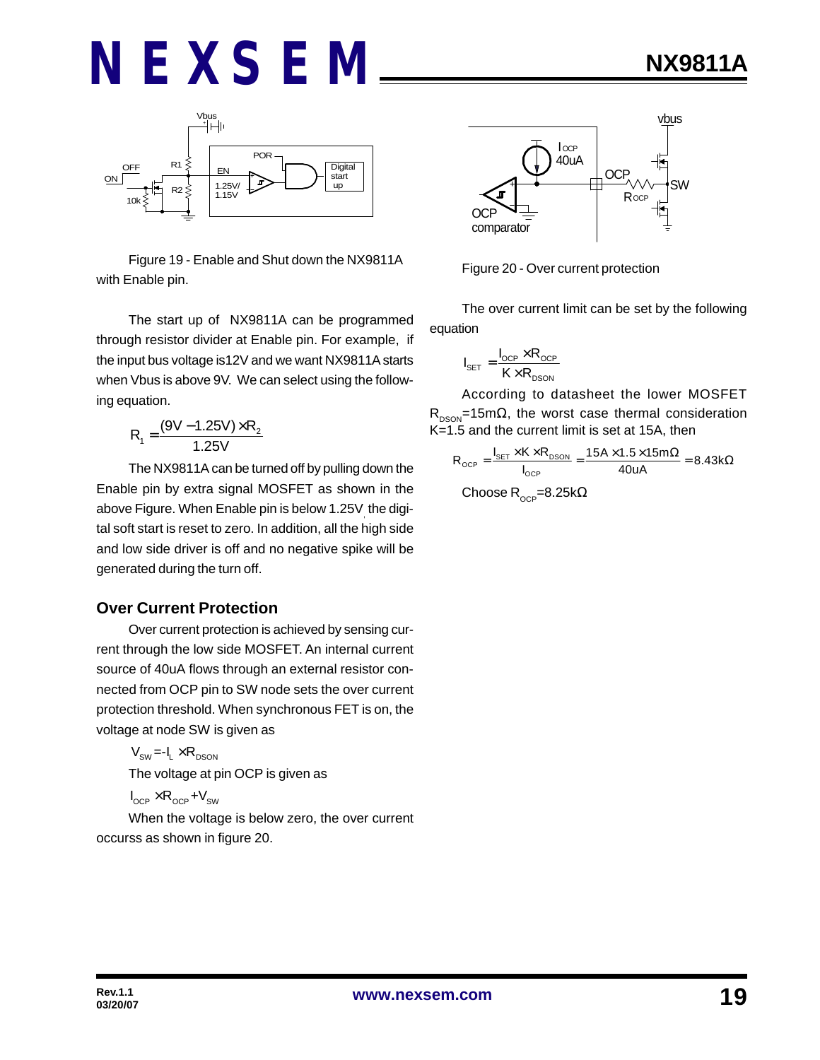Vbus

OFF

ON

R1

R2

10k

EN

POR

1.25V/
1.15V

Digital
start
up

Figure 19 - Enable and Shut down the NX9811A with Enable pin.

The start up of NX9811A can be programmed through resistor divider at Enable pin. For example, if the input bus voltage is12V and we want NX9811A starts when Vbus is above 9V. We can select using the following equation.

$$R_1 = \frac{(9V - 1.25V) \times R_2}{1.25V}$$

The NX9811A can be turned off by pulling down the Enable pin by extra signal MOSFET as shown in the above Figure. When Enable pin is below 1.25V, the digital soft start is reset to zero. In addition, all the high side and low side driver is off and no negative spike will be generated during the turn off.

## Over Current Protection

Over current protection is achieved by sensing current through the low side MOSFET. An internal current source of 40uA flows through an external resistor connected from OCP pin to SW node sets the over current protection threshold. When synchronous FET is on, the voltage at node SW is given as

$$V_{SW} = -I_L \times R_{DSON}$$

The voltage at pin OCP is given as

$$I_{OCP} \times R_{OCP} + V_{SW}$$

When the voltage is below zero, the over current occurss as shown in figure 20.

vbus

$I_{OCP}$
40uA

OCP

SW

$R_{OCP}$

OCP
comparator

Figure 20 - Over current protection

The over current limit can be set by the following equation

$$I_{SET} = \frac{I_{OCP} \times R_{OCP}}{K \times R_{DSON}}$$

According to datasheet the lower MOSFET $R_{DSON}$=15mΩ, the worst case thermal consideration K=1.5 and the current limit is set at 15A, then

$$R_{OCP} = \frac{I_{SET} \times K \times R_{DSON}}{I_{OCP}} = \frac{15A \times 1.5 \times 15m\Omega}{40uA} = 8.43k\Omega$$

Choose $R_{OCP}$=8.25kΩ